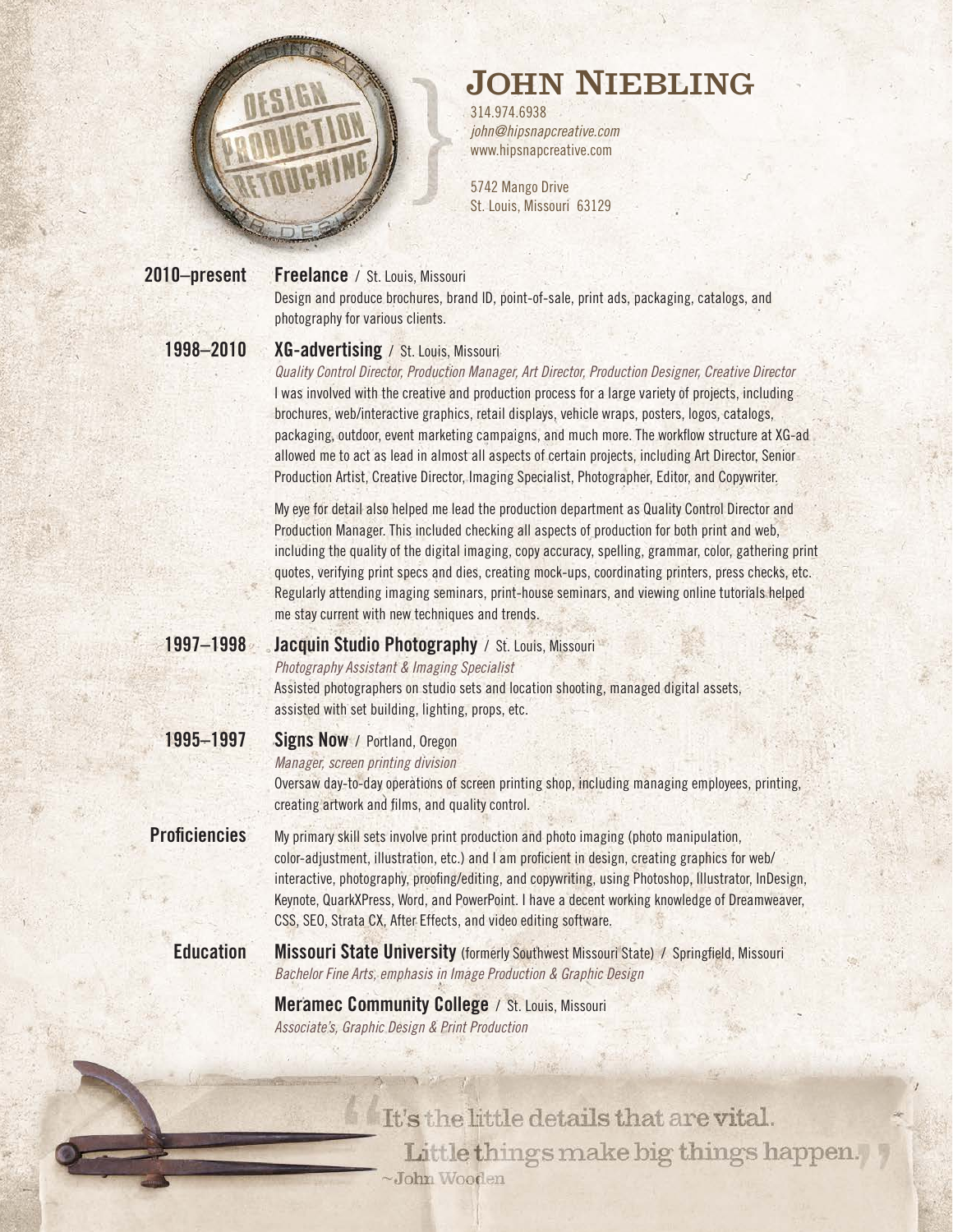# John Niebling

314.974.6938
*john@hipsnapcreative.com*
www.hipsnapcreative.com

5742 Mango Drive
St. Louis, Missouri 63129

**2010–present** **Freelance** / St. Louis, Missouri
Design and produce brochures, brand ID, point-of-sale, print ads, packaging, catalogs, and photography for various clients.

**1998–2010** **XG-advertising** / St. Louis, Missouri
*Quality Control Director, Production Manager, Art Director, Production Designer, Creative Director*
I was involved with the creative and production process for a large variety of projects, including brochures, web/interactive graphics, retail displays, vehicle wraps, posters, logos, catalogs, packaging, outdoor, event marketing campaigns, and much more. The workflow structure at XG-ad allowed me to act as lead in almost all aspects of certain projects, including Art Director, Senior Production Artist, Creative Director, Imaging Specialist, Photographer, Editor, and Copywriter.

My eye for detail also helped me lead the production department as Quality Control Director and Production Manager. This included checking all aspects of production for both print and web, including the quality of the digital imaging, copy accuracy, spelling, grammar, color, gathering print quotes, verifying print specs and dies, creating mock-ups, coordinating printers, press checks, etc. Regularly attending imaging seminars, print-house seminars, and viewing online tutorials helped me stay current with new techniques and trends.

**1997–1998** **Jacquin Studio Photography** / St. Louis, Missouri
*Photography Assistant & Imaging Specialist*
Assisted photographers on studio sets and location shooting, managed digital assets, assisted with set building, lighting, props, etc.

**1995–1997** **Signs Now** / Portland, Oregon
*Manager, screen printing division*
Oversaw day-to-day operations of screen printing shop, including managing employees, printing, creating artwork and films, and quality control.

**Proficiencies** My primary skill sets involve print production and photo imaging (photo manipulation, color-adjustment, illustration, etc.) and I am proficient in design, creating graphics for web/interactive, photography, proofing/editing, and copywriting, using Photoshop, Illustrator, InDesign, Keynote, QuarkXPress, Word, and PowerPoint. I have a decent working knowledge of Dreamweaver, CSS, SEO, Strata CX, After Effects, and video editing software.

**Education** **Missouri State University** (formerly Southwest Missouri State) / Springfield, Missouri
*Bachelor Fine Arts, emphasis in Image Production & Graphic Design*

**Meramec Community College** / St. Louis, Missouri
*Associate's, Graphic Design & Print Production*

"It's the little details that are vital. Little things make big things happen."
~John Wooden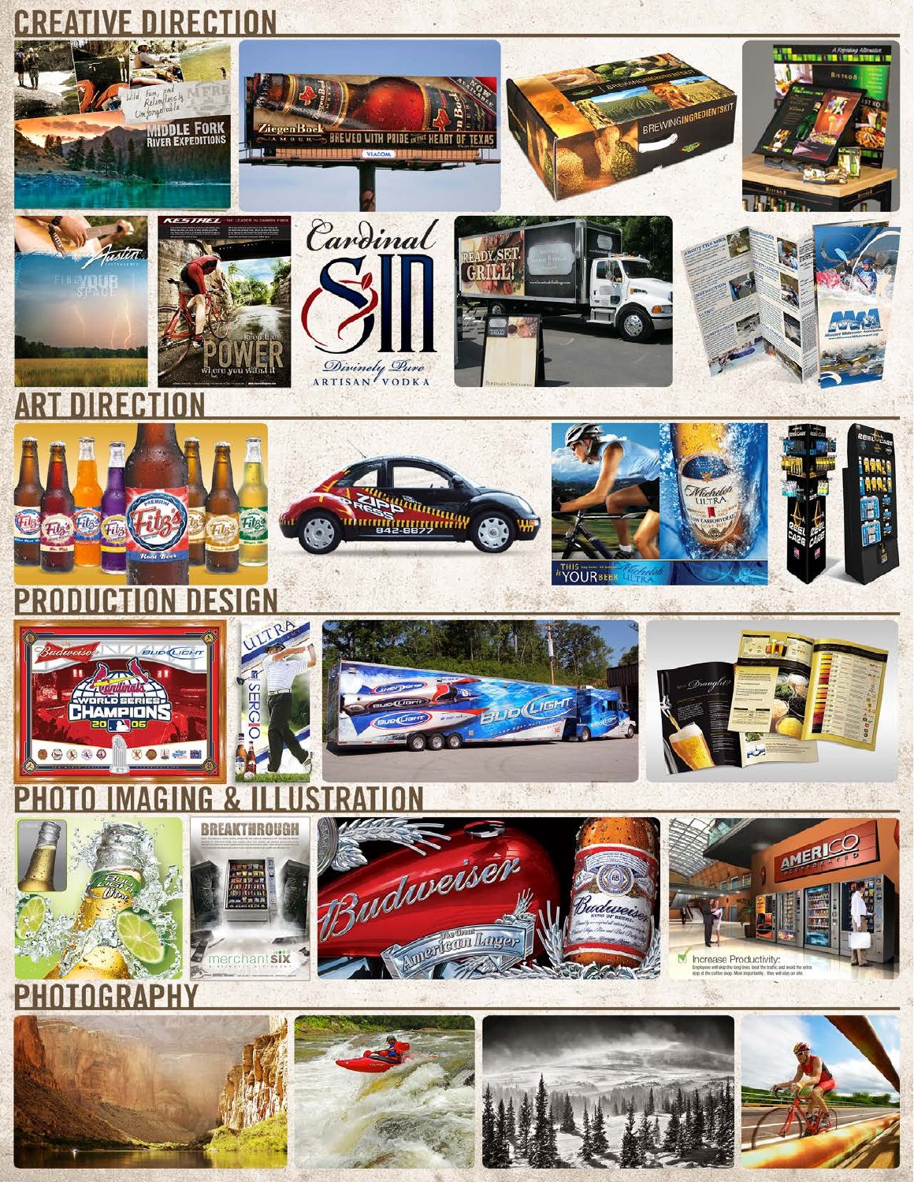# CREATIVE DIRECTION

# ART DIRECTION

# PRODUCTION DESIGN

# PHOTO IMAGING & ILLUSTRATION

# PHOTOGRAPHY